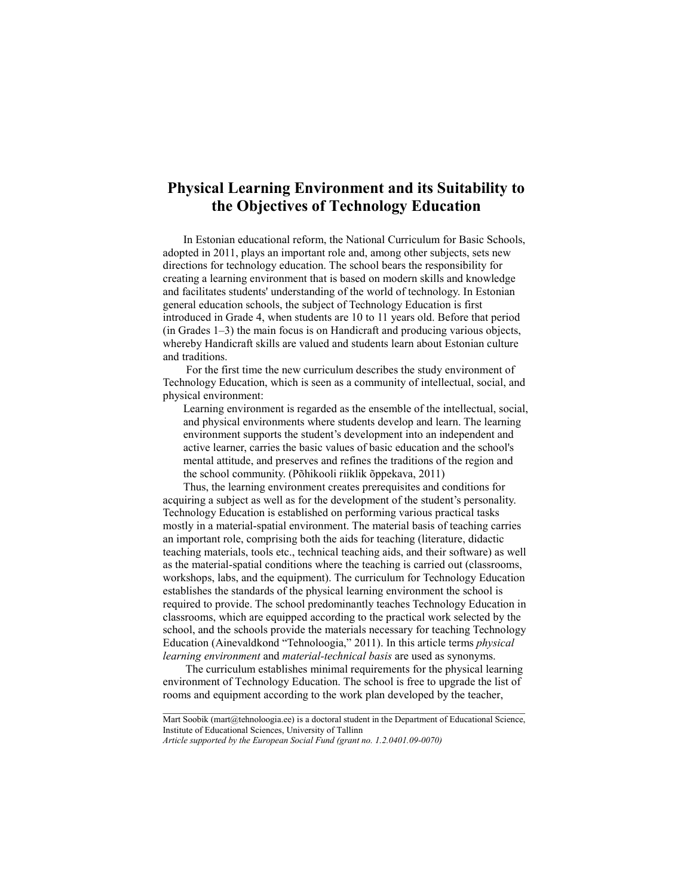# Physical Learning Environment and its Suitability to the Objectives of Technology Education

In Estonian educational reform, the National Curriculum for Basic Schools, adopted in 2011, plays an important role and, among other subjects, sets new directions for technology education. The school bears the responsibility for creating a learning environment that is based on modern skills and knowledge and facilitates students' understanding of the world of technology. In Estonian general education schools, the subject of Technology Education is first introduced in Grade 4, when students are 10 to 11 years old. Before that period (in Grades 1–3) the main focus is on Handicraft and producing various objects, whereby Handicraft skills are valued and students learn about Estonian culture and traditions.

For the first time the new curriculum describes the study environment of Technology Education, which is seen as a community of intellectual, social, and physical environment:

> Learning environment is regarded as the ensemble of the intellectual, social, and physical environments where students develop and learn. The learning environment supports the student's development into an independent and active learner, carries the basic values of basic education and the school's mental attitude, and preserves and refines the traditions of the region and the school community. (Põhikooli riiklik õppekava, 2011)

Thus, the learning environment creates prerequisites and conditions for acquiring a subject as well as for the development of the student's personality. Technology Education is established on performing various practical tasks mostly in a material-spatial environment. The material basis of teaching carries an important role, comprising both the aids for teaching (literature, didactic teaching materials, tools etc., technical teaching aids, and their software) as well as the material-spatial conditions where the teaching is carried out (classrooms, workshops, labs, and the equipment). The curriculum for Technology Education establishes the standards of the physical learning environment the school is required to provide. The school predominantly teaches Technology Education in classrooms, which are equipped according to the practical work selected by the school, and the schools provide the materials necessary for teaching Technology Education (Ainevaldkond "Tehnoloogia," 2011). In this article terms *physical learning environment* and *material-technical basis* are used as synonyms.

The curriculum establishes minimal requirements for the physical learning environment of Technology Education. The school is free to upgrade the list of rooms and equipment according to the work plan developed by the teacher,

---

Mart Soobik (mart@tehnoloogia.ee) is a doctoral student in the Department of Educational Science, Institute of Educational Sciences, University of Tallinn

*Article supported by the European Social Fund (grant no. 1.2.0401.09-0070)*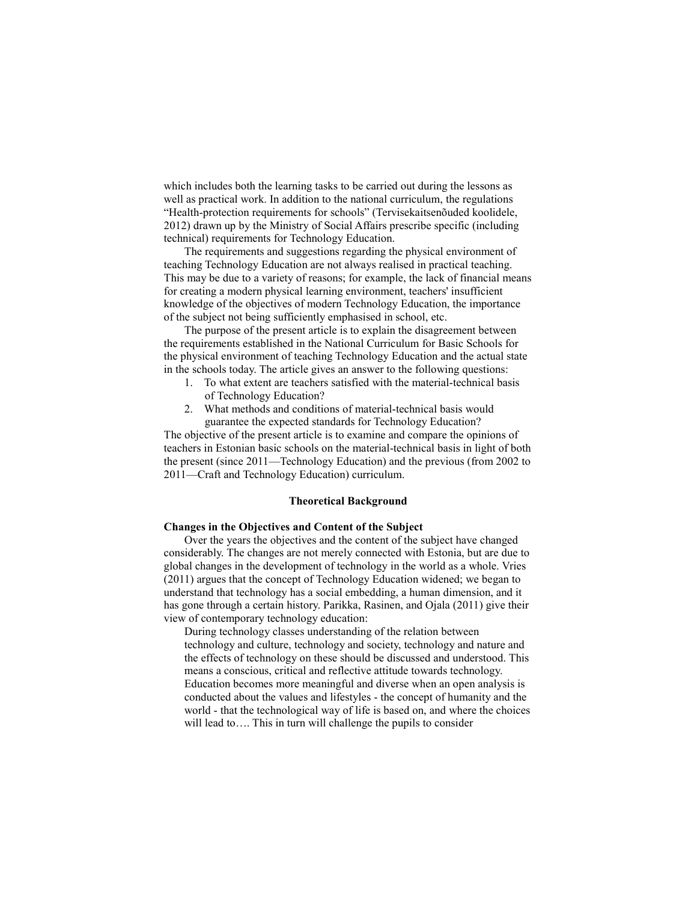which includes both the learning tasks to be carried out during the lessons as well as practical work. In addition to the national curriculum, the regulations "Health-protection requirements for schools" (Tervisekaitsenõuded koolidele, 2012) drawn up by the Ministry of Social Affairs prescribe specific (including technical) requirements for Technology Education.

The requirements and suggestions regarding the physical environment of teaching Technology Education are not always realised in practical teaching. This may be due to a variety of reasons; for example, the lack of financial means for creating a modern physical learning environment, teachers' insufficient knowledge of the objectives of modern Technology Education, the importance of the subject not being sufficiently emphasised in school, etc.

The purpose of the present article is to explain the disagreement between the requirements established in the National Curriculum for Basic Schools for the physical environment of teaching Technology Education and the actual state in the schools today. The article gives an answer to the following questions:

1. To what extent are teachers satisfied with the material-technical basis of Technology Education?
2. What methods and conditions of material-technical basis would guarantee the expected standards for Technology Education?

The objective of the present article is to examine and compare the opinions of teachers in Estonian basic schools on the material-technical basis in light of both the present (since 2011—Technology Education) and the previous (from 2002 to 2011—Craft and Technology Education) curriculum.

## Theoretical Background

### Changes in the Objectives and Content of the Subject

Over the years the objectives and the content of the subject have changed considerably. The changes are not merely connected with Estonia, but are due to global changes in the development of technology in the world as a whole. Vries (2011) argues that the concept of Technology Education widened; we began to understand that technology has a social embedding, a human dimension, and it has gone through a certain history. Parikka, Rasinen, and Ojala (2011) give their view of contemporary technology education:

> During technology classes understanding of the relation between technology and culture, technology and society, technology and nature and the effects of technology on these should be discussed and understood. This means a conscious, critical and reflective attitude towards technology. Education becomes more meaningful and diverse when an open analysis is conducted about the values and lifestyles - the concept of humanity and the world - that the technological way of life is based on, and where the choices will lead to…. This in turn will challenge the pupils to consider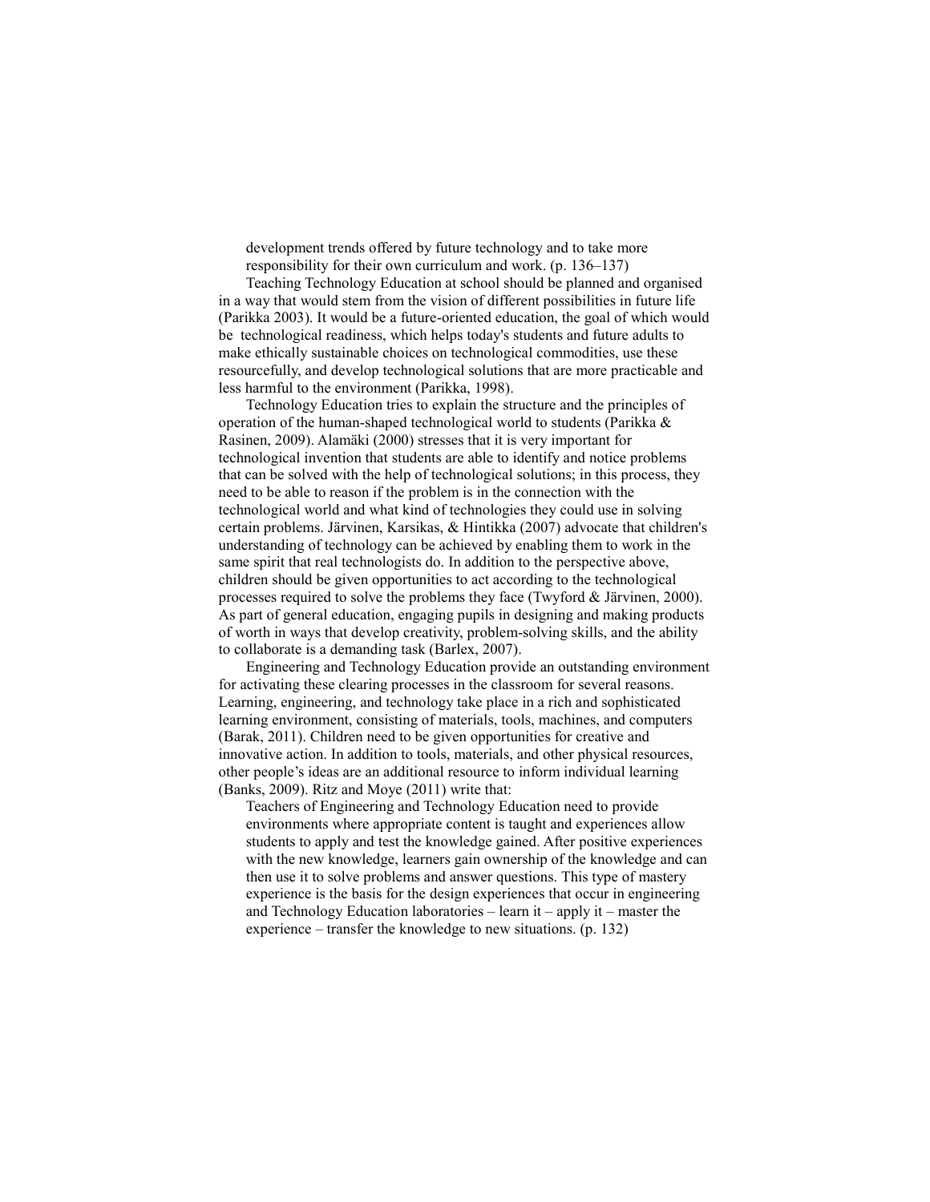> development trends offered by future technology and to take more responsibility for their own curriculum and work. (p. 136–137)

Teaching Technology Education at school should be planned and organised in a way that would stem from the vision of different possibilities in future life (Parikka 2003). It would be a future-oriented education, the goal of which would be technological readiness, which helps today's students and future adults to make ethically sustainable choices on technological commodities, use these resourcefully, and develop technological solutions that are more practicable and less harmful to the environment (Parikka, 1998).

Technology Education tries to explain the structure and the principles of operation of the human-shaped technological world to students (Parikka & Rasinen, 2009). Alamäki (2000) stresses that it is very important for technological invention that students are able to identify and notice problems that can be solved with the help of technological solutions; in this process, they need to be able to reason if the problem is in the connection with the technological world and what kind of technologies they could use in solving certain problems. Järvinen, Karsikas, & Hintikka (2007) advocate that children's understanding of technology can be achieved by enabling them to work in the same spirit that real technologists do. In addition to the perspective above, children should be given opportunities to act according to the technological processes required to solve the problems they face (Twyford & Järvinen, 2000). As part of general education, engaging pupils in designing and making products of worth in ways that develop creativity, problem-solving skills, and the ability to collaborate is a demanding task (Barlex, 2007).

Engineering and Technology Education provide an outstanding environment for activating these clearing processes in the classroom for several reasons. Learning, engineering, and technology take place in a rich and sophisticated learning environment, consisting of materials, tools, machines, and computers (Barak, 2011). Children need to be given opportunities for creative and innovative action. In addition to tools, materials, and other physical resources, other people's ideas are an additional resource to inform individual learning (Banks, 2009). Ritz and Moye (2011) write that:

> Teachers of Engineering and Technology Education need to provide environments where appropriate content is taught and experiences allow students to apply and test the knowledge gained. After positive experiences with the new knowledge, learners gain ownership of the knowledge and can then use it to solve problems and answer questions. This type of mastery experience is the basis for the design experiences that occur in engineering and Technology Education laboratories – learn it – apply it – master the experience – transfer the knowledge to new situations. (p. 132)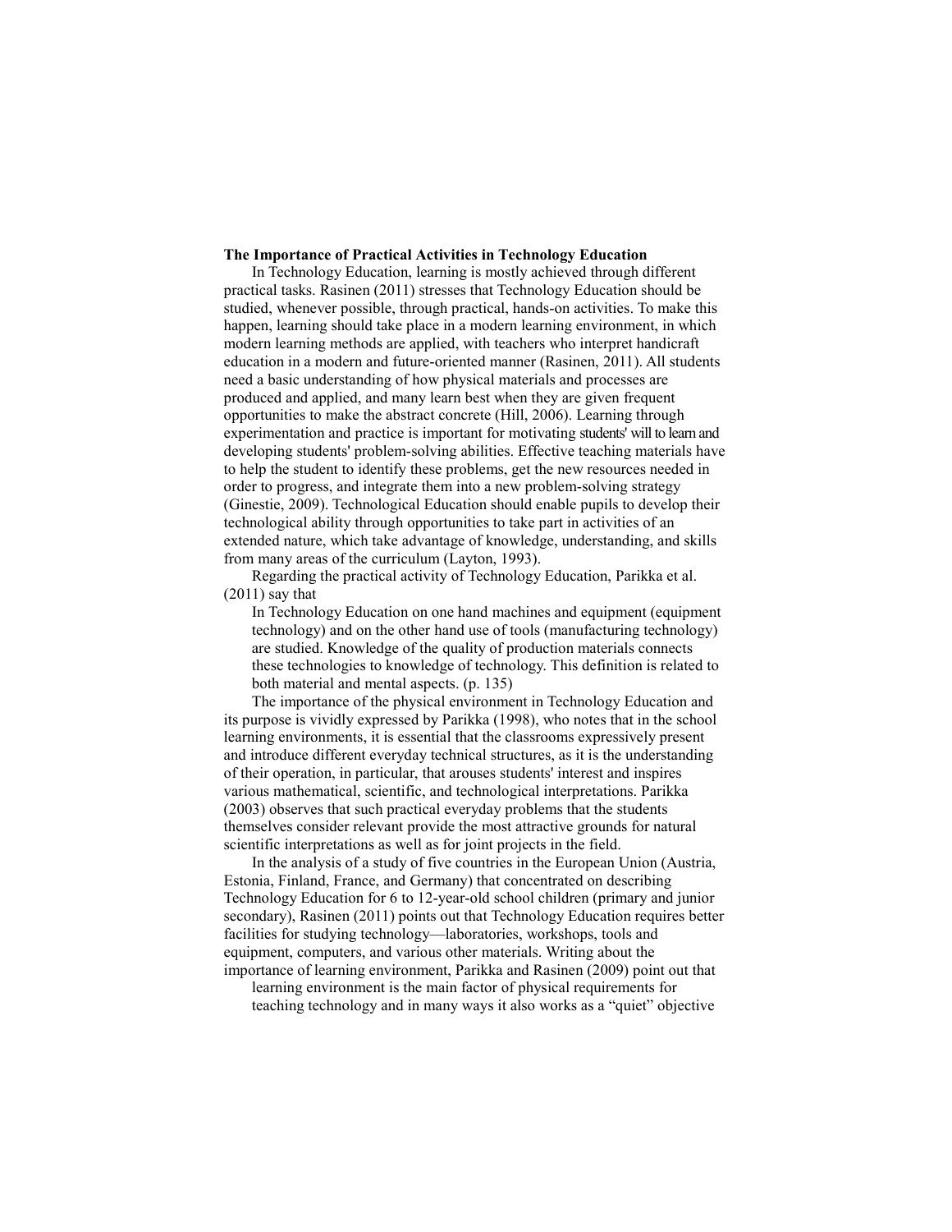**The Importance of Practical Activities in Technology Education**

In Technology Education, learning is mostly achieved through different practical tasks. Rasinen (2011) stresses that Technology Education should be studied, whenever possible, through practical, hands-on activities. To make this happen, learning should take place in a modern learning environment, in which modern learning methods are applied, with teachers who interpret handicraft education in a modern and future-oriented manner (Rasinen, 2011). All students need a basic understanding of how physical materials and processes are produced and applied, and many learn best when they are given frequent opportunities to make the abstract concrete (Hill, 2006). Learning through experimentation and practice is important for motivating students' will to learn and developing students' problem-solving abilities. Effective teaching materials have to help the student to identify these problems, get the new resources needed in order to progress, and integrate them into a new problem-solving strategy (Ginestie, 2009). Technological Education should enable pupils to develop their technological ability through opportunities to take part in activities of an extended nature, which take advantage of knowledge, understanding, and skills from many areas of the curriculum (Layton, 1993).

Regarding the practical activity of Technology Education, Parikka et al. (2011) say that

> In Technology Education on one hand machines and equipment (equipment technology) and on the other hand use of tools (manufacturing technology) are studied. Knowledge of the quality of production materials connects these technologies to knowledge of technology. This definition is related to both material and mental aspects. (p. 135)

The importance of the physical environment in Technology Education and its purpose is vividly expressed by Parikka (1998), who notes that in the school learning environments, it is essential that the classrooms expressively present and introduce different everyday technical structures, as it is the understanding of their operation, in particular, that arouses students' interest and inspires various mathematical, scientific, and technological interpretations. Parikka (2003) observes that such practical everyday problems that the students themselves consider relevant provide the most attractive grounds for natural scientific interpretations as well as for joint projects in the field.

In the analysis of a study of five countries in the European Union (Austria, Estonia, Finland, France, and Germany) that concentrated on describing Technology Education for 6 to 12-year-old school children (primary and junior secondary), Rasinen (2011) points out that Technology Education requires better facilities for studying technology—laboratories, workshops, tools and equipment, computers, and various other materials. Writing about the importance of learning environment, Parikka and Rasinen (2009) point out that

> learning environment is the main factor of physical requirements for teaching technology and in many ways it also works as a "quiet" objective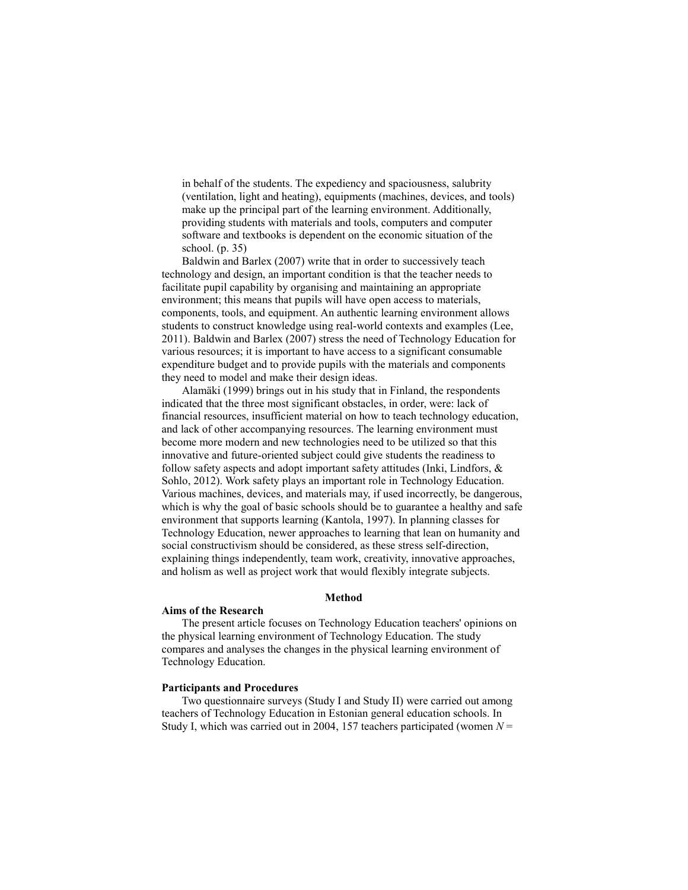in behalf of the students. The expediency and spaciousness, salubrity (ventilation, light and heating), equipments (machines, devices, and tools) make up the principal part of the learning environment. Additionally, providing students with materials and tools, computers and computer software and textbooks is dependent on the economic situation of the school. (p. 35)

Baldwin and Barlex (2007) write that in order to successively teach technology and design, an important condition is that the teacher needs to facilitate pupil capability by organising and maintaining an appropriate environment; this means that pupils will have open access to materials, components, tools, and equipment. An authentic learning environment allows students to construct knowledge using real-world contexts and examples (Lee, 2011). Baldwin and Barlex (2007) stress the need of Technology Education for various resources; it is important to have access to a significant consumable expenditure budget and to provide pupils with the materials and components they need to model and make their design ideas.

Alamäki (1999) brings out in his study that in Finland, the respondents indicated that the three most significant obstacles, in order, were: lack of financial resources, insufficient material on how to teach technology education, and lack of other accompanying resources. The learning environment must become more modern and new technologies need to be utilized so that this innovative and future-oriented subject could give students the readiness to follow safety aspects and adopt important safety attitudes (Inki, Lindfors, & Sohlo, 2012). Work safety plays an important role in Technology Education. Various machines, devices, and materials may, if used incorrectly, be dangerous, which is why the goal of basic schools should be to guarantee a healthy and safe environment that supports learning (Kantola, 1997). In planning classes for Technology Education, newer approaches to learning that lean on humanity and social constructivism should be considered, as these stress self-direction, explaining things independently, team work, creativity, innovative approaches, and holism as well as project work that would flexibly integrate subjects.

## Method

### Aims of the Research

The present article focuses on Technology Education teachers' opinions on the physical learning environment of Technology Education. The study compares and analyses the changes in the physical learning environment of Technology Education.

### Participants and Procedures

Two questionnaire surveys (Study I and Study II) were carried out among teachers of Technology Education in Estonian general education schools. In Study I, which was carried out in 2004, 157 teachers participated (women $N =$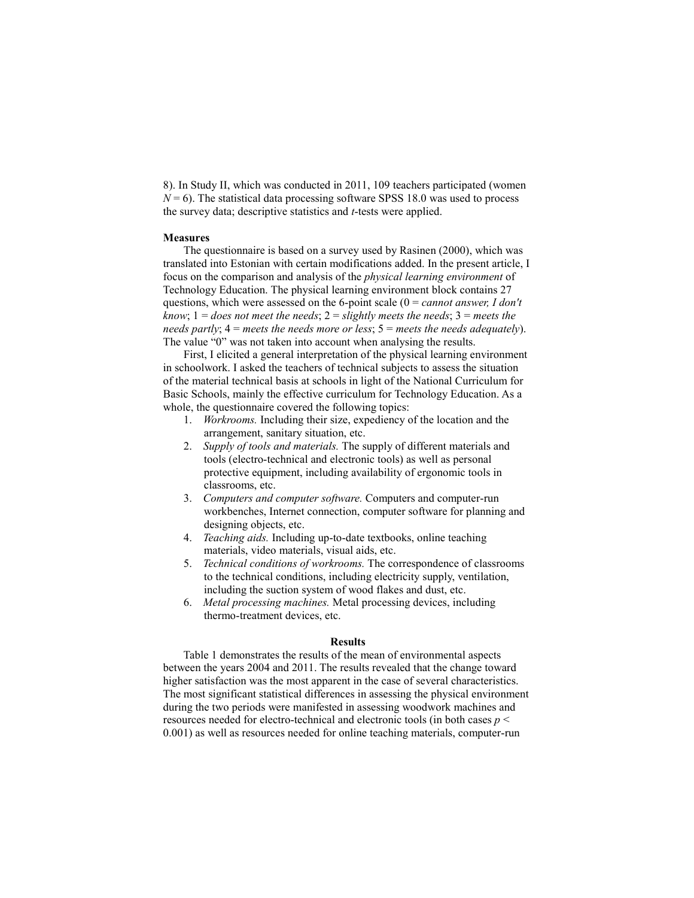8). In Study II, which was conducted in 2011, 109 teachers participated (women $N = 6$). The statistical data processing software SPSS 18.0 was used to process the survey data; descriptive statistics and *t*-tests were applied.

**Measures**

The questionnaire is based on a survey used by Rasinen (2000), which was translated into Estonian with certain modifications added. In the present article, I focus on the comparison and analysis of the *physical learning environment* of Technology Education. The physical learning environment block contains 27 questions, which were assessed on the 6-point scale (0 = *cannot answer, I don't know*; 1 = *does not meet the needs*; 2 = *slightly meets the needs*; 3 = *meets the needs partly*; 4 = *meets the needs more or less*; 5 = *meets the needs adequately*). The value "0" was not taken into account when analysing the results.

First, I elicited a general interpretation of the physical learning environment in schoolwork. I asked the teachers of technical subjects to assess the situation of the material technical basis at schools in light of the National Curriculum for Basic Schools, mainly the effective curriculum for Technology Education. As a whole, the questionnaire covered the following topics:

1. *Workrooms.* Including their size, expediency of the location and the arrangement, sanitary situation, etc.
2. *Supply of tools and materials.* The supply of different materials and tools (electro-technical and electronic tools) as well as personal protective equipment, including availability of ergonomic tools in classrooms, etc.
3. *Computers and computer software.* Computers and computer-run workbenches, Internet connection, computer software for planning and designing objects, etc.
4. *Teaching aids.* Including up-to-date textbooks, online teaching materials, video materials, visual aids, etc.
5. *Technical conditions of workrooms.* The correspondence of classrooms to the technical conditions, including electricity supply, ventilation, including the suction system of wood flakes and dust, etc.
6. *Metal processing machines.* Metal processing devices, including thermo-treatment devices, etc.

**Results**

Table 1 demonstrates the results of the mean of environmental aspects between the years 2004 and 2011. The results revealed that the change toward higher satisfaction was the most apparent in the case of several characteristics. The most significant statistical differences in assessing the physical environment during the two periods were manifested in assessing woodwork machines and resources needed for electro-technical and electronic tools (in both cases $p < 0.001$) as well as resources needed for online teaching materials, computer-run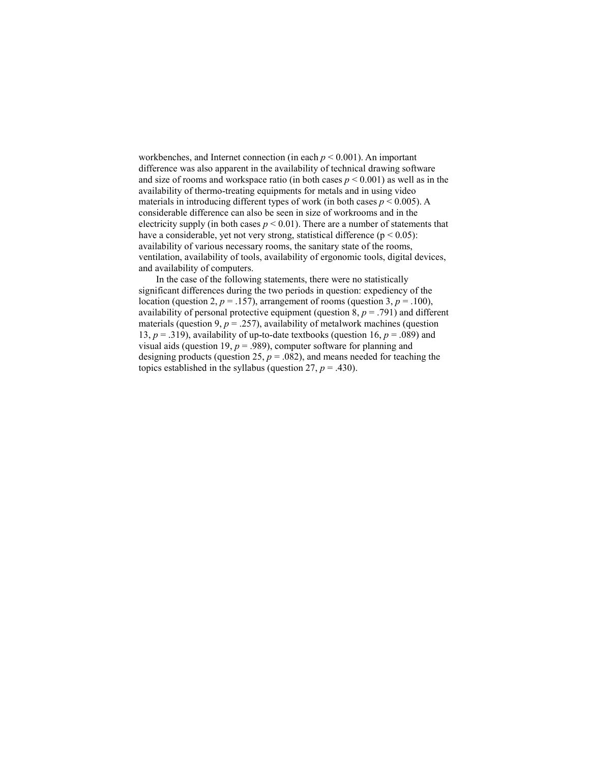workbenches, and Internet connection (in each $p < 0.001$). An important difference was also apparent in the availability of technical drawing software and size of rooms and workspace ratio (in both cases $p < 0.001$) as well as in the availability of thermo-treating equipments for metals and in using video materials in introducing different types of work (in both cases $p < 0.005$). A considerable difference can also be seen in size of workrooms and in the electricity supply (in both cases $p < 0.01$). There are a number of statements that have a considerable, yet not very strong, statistical difference ($p < 0.05$): availability of various necessary rooms, the sanitary state of the rooms, ventilation, availability of tools, availability of ergonomic tools, digital devices, and availability of computers.

In the case of the following statements, there were no statistically significant differences during the two periods in question: expediency of the location (question 2, $p = .157$), arrangement of rooms (question 3, $p = .100$), availability of personal protective equipment (question 8, $p = .791$) and different materials (question 9, $p = .257$), availability of metalwork machines (question 13, $p = .319$), availability of up-to-date textbooks (question 16, $p = .089$) and visual aids (question 19, $p = .989$), computer software for planning and designing products (question 25, $p = .082$), and means needed for teaching the topics established in the syllabus (question 27, $p = .430$).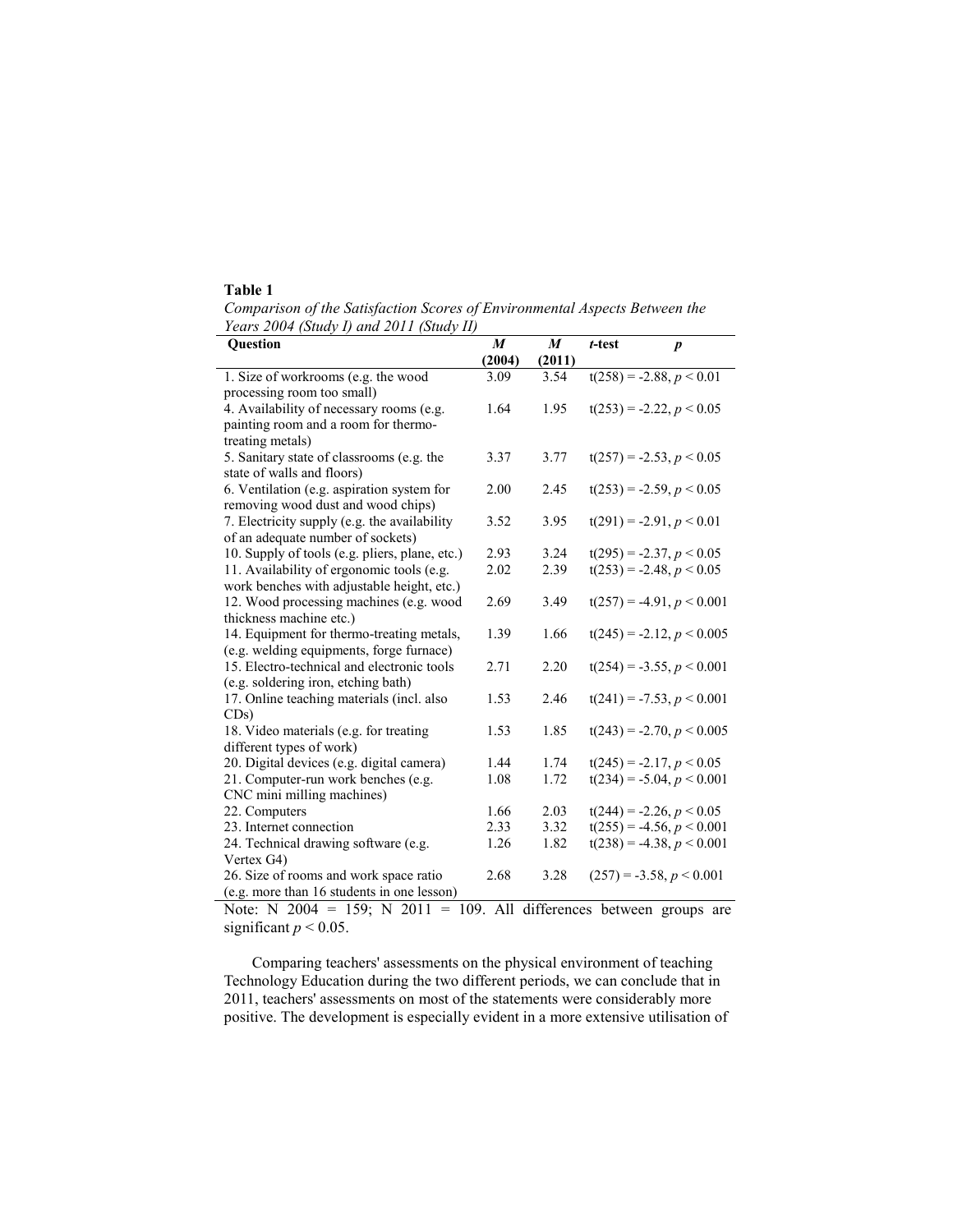**Table 1**

*Comparison of the Satisfaction Scores of Environmental Aspects Between the Years 2004 (Study I) and 2011 (Study II)*

| Question | *M* (2004) | *M* (2011) | *t*-test *p* |
|---|---|---|---|
| 1. Size of workrooms (e.g. the wood processing room too small) | 3.09 | 3.54 | $t(258) = -2.88$, $p < 0.01$ |
| 4. Availability of necessary rooms (e.g. painting room and a room for thermo-treating metals) | 1.64 | 1.95 | $t(253) = -2.22$, $p < 0.05$ |
| 5. Sanitary state of classrooms (e.g. the state of walls and floors) | 3.37 | 3.77 | $t(257) = -2.53$, $p < 0.05$ |
| 6. Ventilation (e.g. aspiration system for removing wood dust and wood chips) | 2.00 | 2.45 | $t(253) = -2.59$, $p < 0.05$ |
| 7. Electricity supply (e.g. the availability of an adequate number of sockets) | 3.52 | 3.95 | $t(291) = -2.91$, $p < 0.01$ |
| 10. Supply of tools (e.g. pliers, plane, etc.) | 2.93 | 3.24 | $t(295) = -2.37$, $p < 0.05$ |
| 11. Availability of ergonomic tools (e.g. work benches with adjustable height, etc.) | 2.02 | 2.39 | $t(253) = -2.48$, $p < 0.05$ |
| 12. Wood processing machines (e.g. wood thickness machine etc.) | 2.69 | 3.49 | $t(257) = -4.91$, $p < 0.001$ |
| 14. Equipment for thermo-treating metals, (e.g. welding equipments, forge furnace) | 1.39 | 1.66 | $t(245) = -2.12$, $p < 0.005$ |
| 15. Electro-technical and electronic tools (e.g. soldering iron, etching bath) | 2.71 | 2.20 | $t(254) = -3.55$, $p < 0.001$ |
| 17. Online teaching materials (incl. also CDs) | 1.53 | 2.46 | $t(241) = -7.53$, $p < 0.001$ |
| 18. Video materials (e.g. for treating different types of work) | 1.53 | 1.85 | $t(243) = -2.70$, $p < 0.005$ |
| 20. Digital devices (e.g. digital camera) | 1.44 | 1.74 | $t(245) = -2.17$, $p < 0.05$ |
| 21. Computer-run work benches (e.g. CNC mini milling machines) | 1.08 | 1.72 | $t(234) = -5.04$, $p < 0.001$ |
| 22. Computers | 1.66 | 2.03 | $t(244) = -2.26$, $p < 0.05$ |
| 23. Internet connection | 2.33 | 3.32 | $t(255) = -4.56$, $p < 0.001$ |
| 24. Technical drawing software (e.g. Vertex G4) | 1.26 | 1.82 | $t(238) = -4.38$, $p < 0.001$ |
| 26. Size of rooms and work space ratio (e.g. more than 16 students in one lesson) | 2.68 | 3.28 | $(257) = -3.58$, $p < 0.001$ |

Note: N 2004 = 159; N 2011 = 109. All differences between groups are significant $p < 0.05$.

Comparing teachers' assessments on the physical environment of teaching Technology Education during the two different periods, we can conclude that in 2011, teachers' assessments on most of the statements were considerably more positive. The development is especially evident in a more extensive utilisation of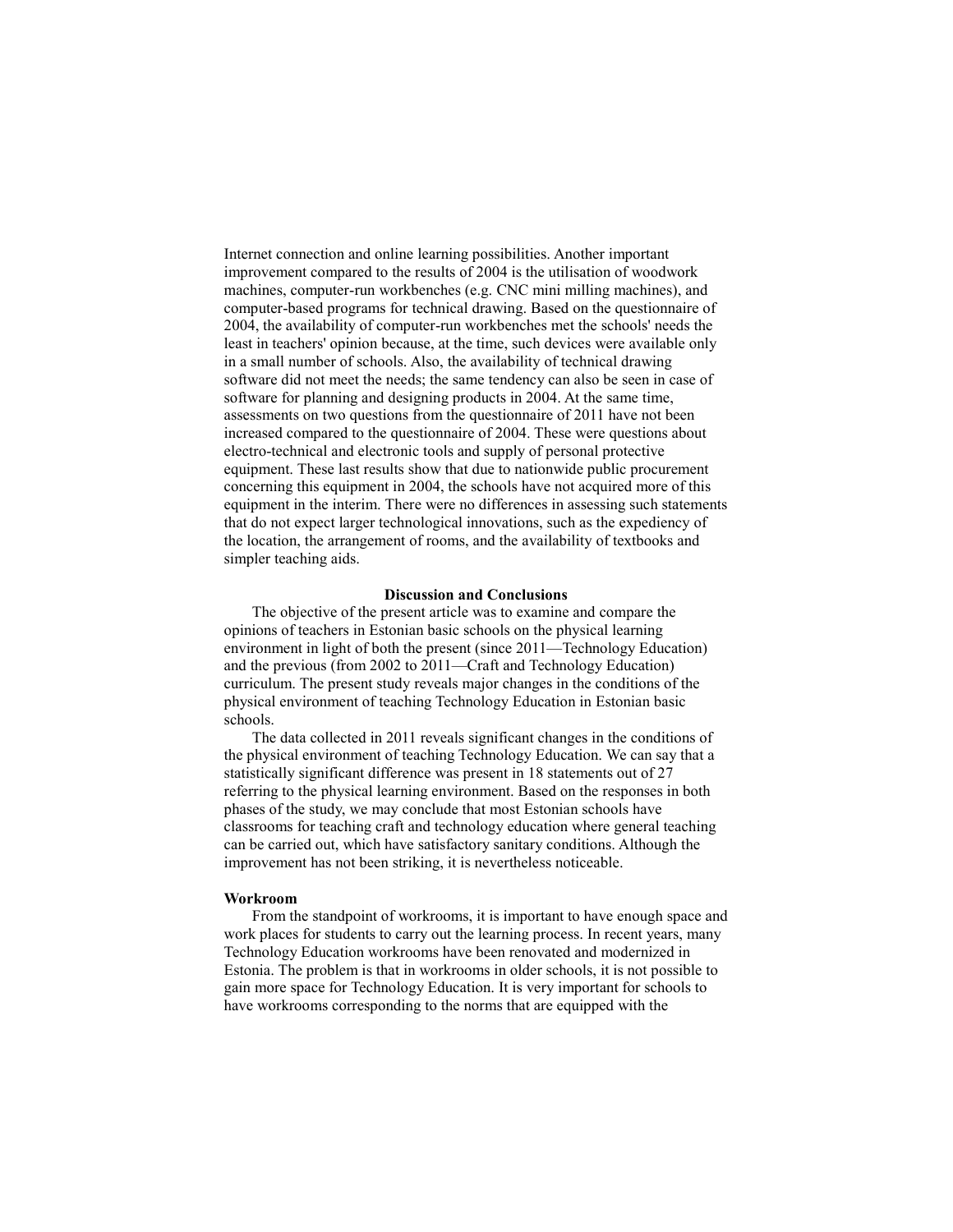Internet connection and online learning possibilities. Another important improvement compared to the results of 2004 is the utilisation of woodwork machines, computer-run workbenches (e.g. CNC mini milling machines), and computer-based programs for technical drawing. Based on the questionnaire of 2004, the availability of computer-run workbenches met the schools' needs the least in teachers' opinion because, at the time, such devices were available only in a small number of schools. Also, the availability of technical drawing software did not meet the needs; the same tendency can also be seen in case of software for planning and designing products in 2004. At the same time, assessments on two questions from the questionnaire of 2011 have not been increased compared to the questionnaire of 2004. These were questions about electro-technical and electronic tools and supply of personal protective equipment. These last results show that due to nationwide public procurement concerning this equipment in 2004, the schools have not acquired more of this equipment in the interim. There were no differences in assessing such statements that do not expect larger technological innovations, such as the expediency of the location, the arrangement of rooms, and the availability of textbooks and simpler teaching aids.

## Discussion and Conclusions

The objective of the present article was to examine and compare the opinions of teachers in Estonian basic schools on the physical learning environment in light of both the present (since 2011—Technology Education) and the previous (from 2002 to 2011—Craft and Technology Education) curriculum. The present study reveals major changes in the conditions of the physical environment of teaching Technology Education in Estonian basic schools.

The data collected in 2011 reveals significant changes in the conditions of the physical environment of teaching Technology Education. We can say that a statistically significant difference was present in 18 statements out of 27 referring to the physical learning environment. Based on the responses in both phases of the study, we may conclude that most Estonian schools have classrooms for teaching craft and technology education where general teaching can be carried out, which have satisfactory sanitary conditions. Although the improvement has not been striking, it is nevertheless noticeable.

### Workroom

From the standpoint of workrooms, it is important to have enough space and work places for students to carry out the learning process. In recent years, many Technology Education workrooms have been renovated and modernized in Estonia. The problem is that in workrooms in older schools, it is not possible to gain more space for Technology Education. It is very important for schools to have workrooms corresponding to the norms that are equipped with the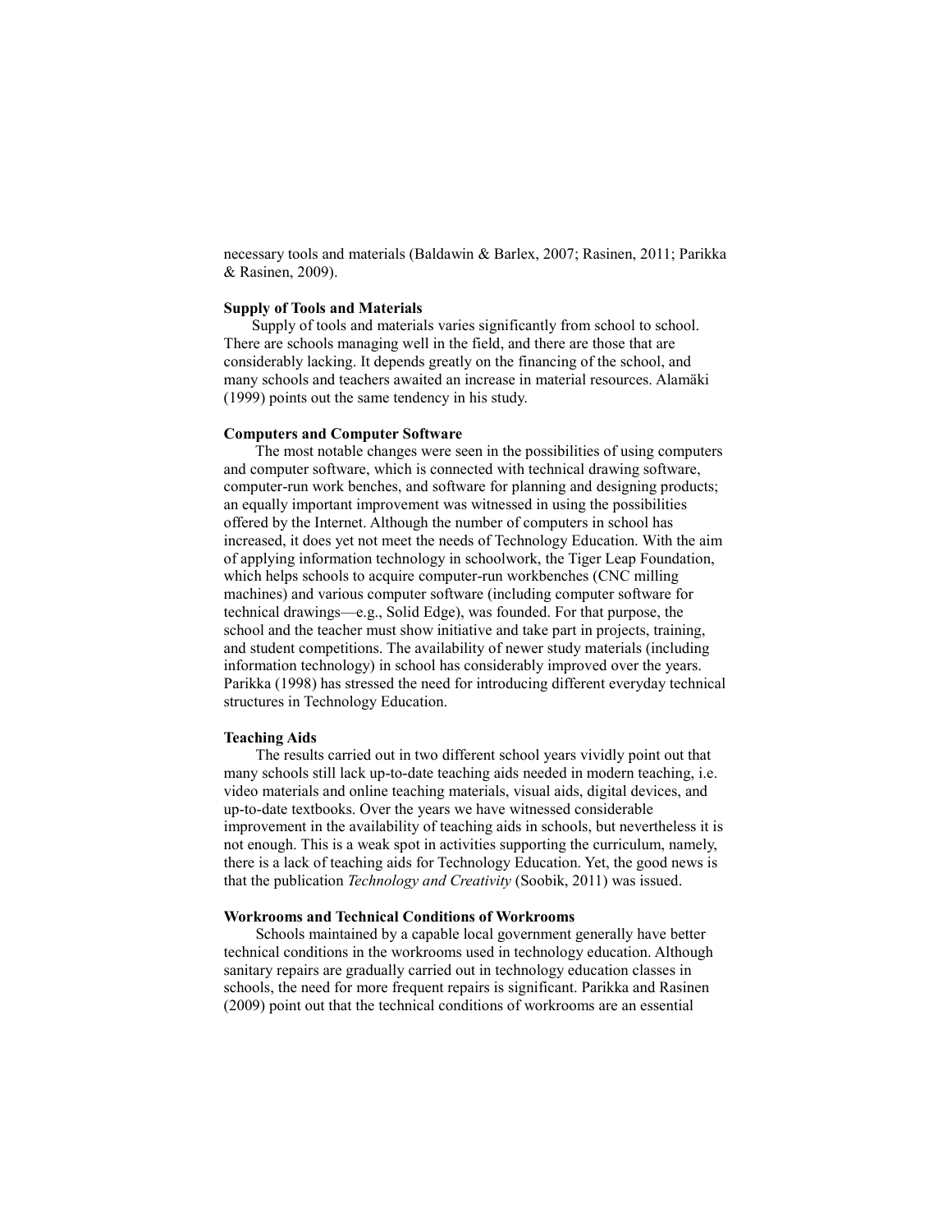necessary tools and materials (Baldawin & Barlex, 2007; Rasinen, 2011; Parikka & Rasinen, 2009).

**Supply of Tools and Materials**

Supply of tools and materials varies significantly from school to school. There are schools managing well in the field, and there are those that are considerably lacking. It depends greatly on the financing of the school, and many schools and teachers awaited an increase in material resources. Alamäki (1999) points out the same tendency in his study.

**Computers and Computer Software**

The most notable changes were seen in the possibilities of using computers and computer software, which is connected with technical drawing software, computer-run work benches, and software for planning and designing products; an equally important improvement was witnessed in using the possibilities offered by the Internet. Although the number of computers in school has increased, it does yet not meet the needs of Technology Education. With the aim of applying information technology in schoolwork, the Tiger Leap Foundation, which helps schools to acquire computer-run workbenches (CNC milling machines) and various computer software (including computer software for technical drawings—e.g., Solid Edge), was founded. For that purpose, the school and the teacher must show initiative and take part in projects, training, and student competitions. The availability of newer study materials (including information technology) in school has considerably improved over the years. Parikka (1998) has stressed the need for introducing different everyday technical structures in Technology Education.

**Teaching Aids**

The results carried out in two different school years vividly point out that many schools still lack up-to-date teaching aids needed in modern teaching, i.e. video materials and online teaching materials, visual aids, digital devices, and up-to-date textbooks. Over the years we have witnessed considerable improvement in the availability of teaching aids in schools, but nevertheless it is not enough. This is a weak spot in activities supporting the curriculum, namely, there is a lack of teaching aids for Technology Education. Yet, the good news is that the publication *Technology and Creativity* (Soobik, 2011) was issued.

**Workrooms and Technical Conditions of Workrooms**

Schools maintained by a capable local government generally have better technical conditions in the workrooms used in technology education. Although sanitary repairs are gradually carried out in technology education classes in schools, the need for more frequent repairs is significant. Parikka and Rasinen (2009) point out that the technical conditions of workrooms are an essential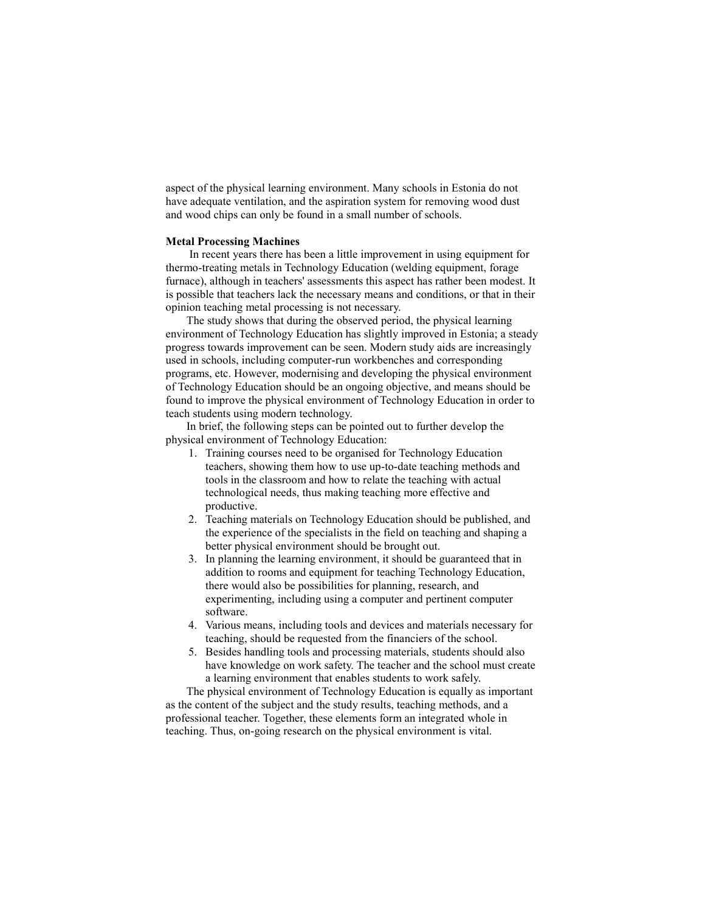aspect of the physical learning environment. Many schools in Estonia do not have adequate ventilation, and the aspiration system for removing wood dust and wood chips can only be found in a small number of schools.

**Metal Processing Machines**

In recent years there has been a little improvement in using equipment for thermo-treating metals in Technology Education (welding equipment, forage furnace), although in teachers' assessments this aspect has rather been modest. It is possible that teachers lack the necessary means and conditions, or that in their opinion teaching metal processing is not necessary.

The study shows that during the observed period, the physical learning environment of Technology Education has slightly improved in Estonia; a steady progress towards improvement can be seen. Modern study aids are increasingly used in schools, including computer-run workbenches and corresponding programs, etc. However, modernising and developing the physical environment of Technology Education should be an ongoing objective, and means should be found to improve the physical environment of Technology Education in order to teach students using modern technology.

In brief, the following steps can be pointed out to further develop the physical environment of Technology Education:

1. Training courses need to be organised for Technology Education teachers, showing them how to use up-to-date teaching methods and tools in the classroom and how to relate the teaching with actual technological needs, thus making teaching more effective and productive.
2. Teaching materials on Technology Education should be published, and the experience of the specialists in the field on teaching and shaping a better physical environment should be brought out.
3. In planning the learning environment, it should be guaranteed that in addition to rooms and equipment for teaching Technology Education, there would also be possibilities for planning, research, and experimenting, including using a computer and pertinent computer software.
4. Various means, including tools and devices and materials necessary for teaching, should be requested from the financiers of the school.
5. Besides handling tools and processing materials, students should also have knowledge on work safety. The teacher and the school must create a learning environment that enables students to work safely.

The physical environment of Technology Education is equally as important as the content of the subject and the study results, teaching methods, and a professional teacher. Together, these elements form an integrated whole in teaching. Thus, on-going research on the physical environment is vital.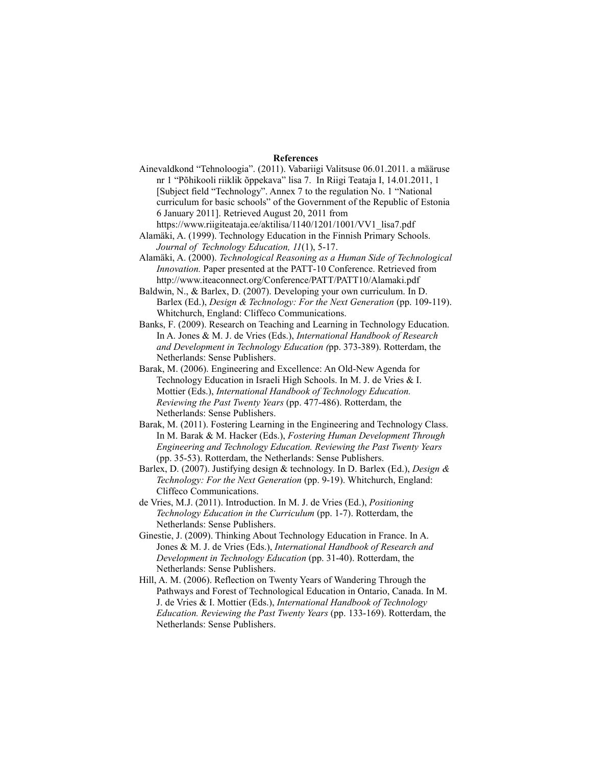**References**

Ainevaldkond "Tehnoloogia". (2011). Vabariigi Valitsuse 06.01.2011. a määruse nr 1 "Põhikooli riiklik õppekava" lisa 7. In Riigi Teataja I, 14.01.2011, 1 [Subject field "Technology". Annex 7 to the regulation No. 1 "National curriculum for basic schools" of the Government of the Republic of Estonia 6 January 2011]. Retrieved August 20, 2011 from https://www.riigiteataja.ee/aktilisa/1140/1201/1001/VV1_lisa7.pdf

Alamäki, A. (1999). Technology Education in the Finnish Primary Schools. *Journal of Technology Education, 11*(1), 5-17.

Alamäki, A. (2000). *Technological Reasoning as a Human Side of Technological Innovation.* Paper presented at the PATT-10 Conference. Retrieved from http://www.iteaconnect.org/Conference/PATT/PATT10/Alamaki.pdf

Baldwin, N., & Barlex, D. (2007). Developing your own curriculum. In D. Barlex (Ed.), *Design & Technology: For the Next Generation* (pp. 109-119). Whitchurch, England: Cliffeco Communications.

Banks, F. (2009). Research on Teaching and Learning in Technology Education. In A. Jones & M. J. de Vries (Eds.), *International Handbook of Research and Development in Technology Education (*pp. 373-389). Rotterdam, the Netherlands: Sense Publishers.

Barak, M. (2006). Engineering and Excellence: An Old-New Agenda for Technology Education in Israeli High Schools. In M. J. de Vries & I. Mottier (Eds.), *International Handbook of Technology Education. Reviewing the Past Twenty Years* (pp. 477-486). Rotterdam, the Netherlands: Sense Publishers.

Barak, M. (2011). Fostering Learning in the Engineering and Technology Class. In M. Barak & M. Hacker (Eds.), *Fostering Human Development Through Engineering and Technology Education. Reviewing the Past Twenty Years* (pp. 35-53). Rotterdam, the Netherlands: Sense Publishers.

Barlex, D. (2007). Justifying design & technology. In D. Barlex (Ed.), *Design & Technology: For the Next Generation* (pp. 9-19). Whitchurch, England: Cliffeco Communications.

de Vries, M.J. (2011). Introduction. In M. J. de Vries (Ed.), *Positioning Technology Education in the Curriculum* (pp. 1-7). Rotterdam, the Netherlands: Sense Publishers.

Ginestie, J. (2009). Thinking About Technology Education in France. In A. Jones & M. J. de Vries (Eds.), *International Handbook of Research and Development in Technology Education* (pp. 31-40). Rotterdam, the Netherlands: Sense Publishers.

Hill, A. M. (2006). Reflection on Twenty Years of Wandering Through the Pathways and Forest of Technological Education in Ontario, Canada. In M. J. de Vries & I. Mottier (Eds.), *International Handbook of Technology Education. Reviewing the Past Twenty Years* (pp. 133-169). Rotterdam, the Netherlands: Sense Publishers.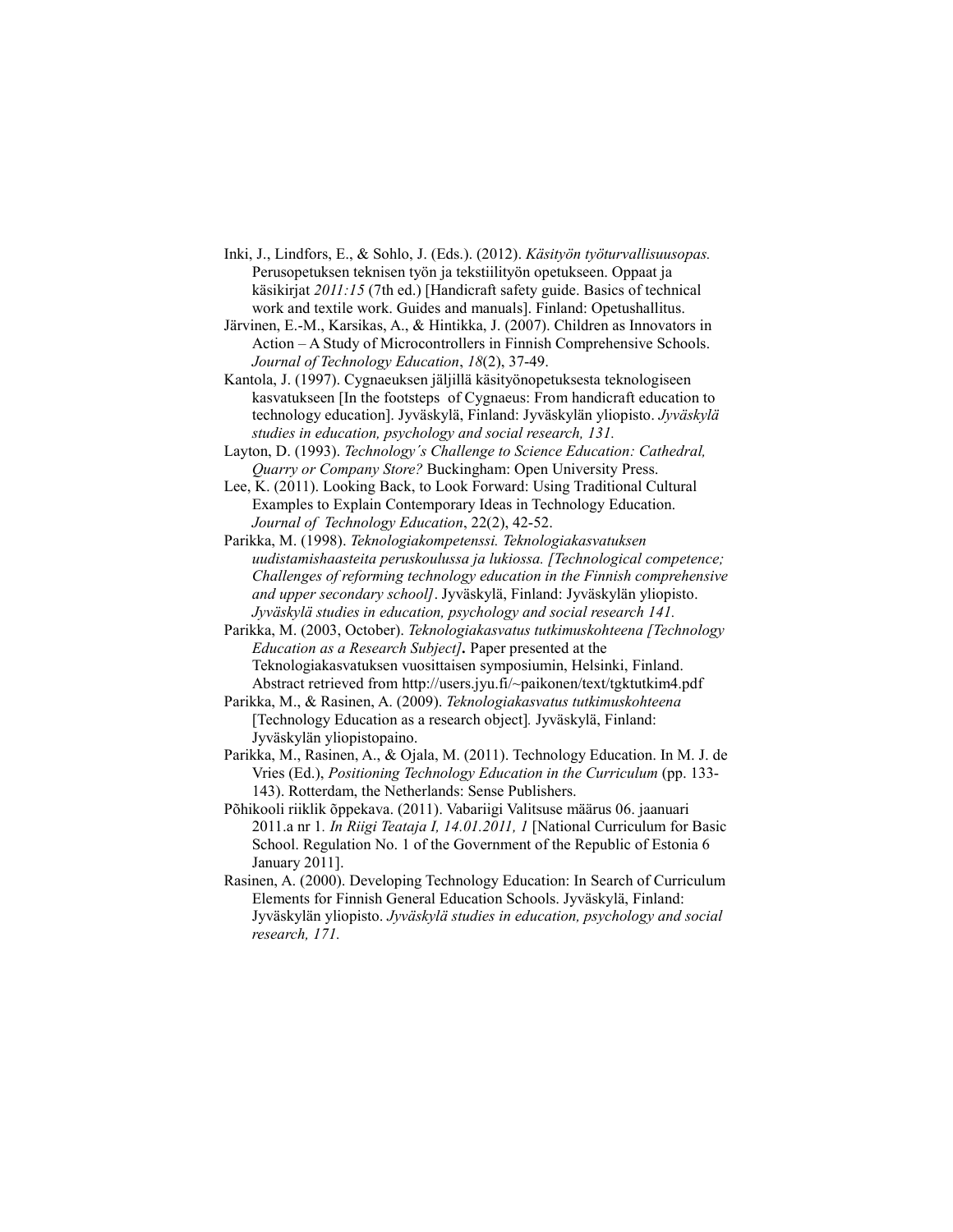Inki, J., Lindfors, E., & Sohlo, J. (Eds.). (2012). *Käsityön työturvallisuusopas.* Perusopetuksen teknisen työn ja tekstiilityön opetukseen. Oppaat ja käsikirjat *2011:15* (7th ed.) [Handicraft safety guide. Basics of technical work and textile work. Guides and manuals]. Finland: Opetushallitus.

Järvinen, E.-M., Karsikas, A., & Hintikka, J. (2007). Children as Innovators in Action – A Study of Microcontrollers in Finnish Comprehensive Schools. *Journal of Technology Education*, *18*(2), 37-49.

Kantola, J. (1997). Cygnaeuksen jäljillä käsityönopetuksesta teknologiseen kasvatukseen [In the footsteps of Cygnaeus: From handicraft education to technology education]. Jyväskylä, Finland: Jyväskylän yliopisto. *Jyväskylä studies in education, psychology and social research, 131.*

Layton, D. (1993). *Technology´s Challenge to Science Education: Cathedral, Quarry or Company Store?* Buckingham: Open University Press.

Lee, K. (2011). Looking Back, to Look Forward: Using Traditional Cultural Examples to Explain Contemporary Ideas in Technology Education. *Journal of Technology Education*, 22(2), 42-52.

Parikka, M. (1998). *Teknologiakompetenssi. Teknologiakasvatuksen uudistamishaasteita peruskoulussa ja lukiossa. [Technological competence; Challenges of reforming technology education in the Finnish comprehensive and upper secondary school]*. Jyväskylä, Finland: Jyväskylän yliopisto. *Jyväskylä studies in education, psychology and social research 141.*

Parikka, M. (2003, October). *Teknologiakasvatus tutkimuskohteena [Technology Education as a Research Subject]***.** Paper presented at the Teknologiakasvatuksen vuosittaisen symposiumin, Helsinki, Finland. Abstract retrieved from http://users.jyu.fi/~paikonen/text/tgktutkim4.pdf

Parikka, M., & Rasinen, A. (2009). *Teknologiakasvatus tutkimuskohteena* [Technology Education as a research object]*.* Jyväskylä, Finland: Jyväskylän yliopistopaino.

Parikka, M., Rasinen, A., & Ojala, M. (2011). Technology Education. In M. J. de Vries (Ed.), *Positioning Technology Education in the Curriculum* (pp. 133-143). Rotterdam, the Netherlands: Sense Publishers.

Põhikooli riiklik õppekava. (2011). Vabariigi Valitsuse määrus 06. jaanuari 2011.a nr 1*. In Riigi Teataja I, 14.01.2011, 1* [National Curriculum for Basic School. Regulation No. 1 of the Government of the Republic of Estonia 6 January 2011].

Rasinen, A. (2000). Developing Technology Education: In Search of Curriculum Elements for Finnish General Education Schools. Jyväskylä, Finland: Jyväskylän yliopisto. *Jyväskylä studies in education, psychology and social research, 171.*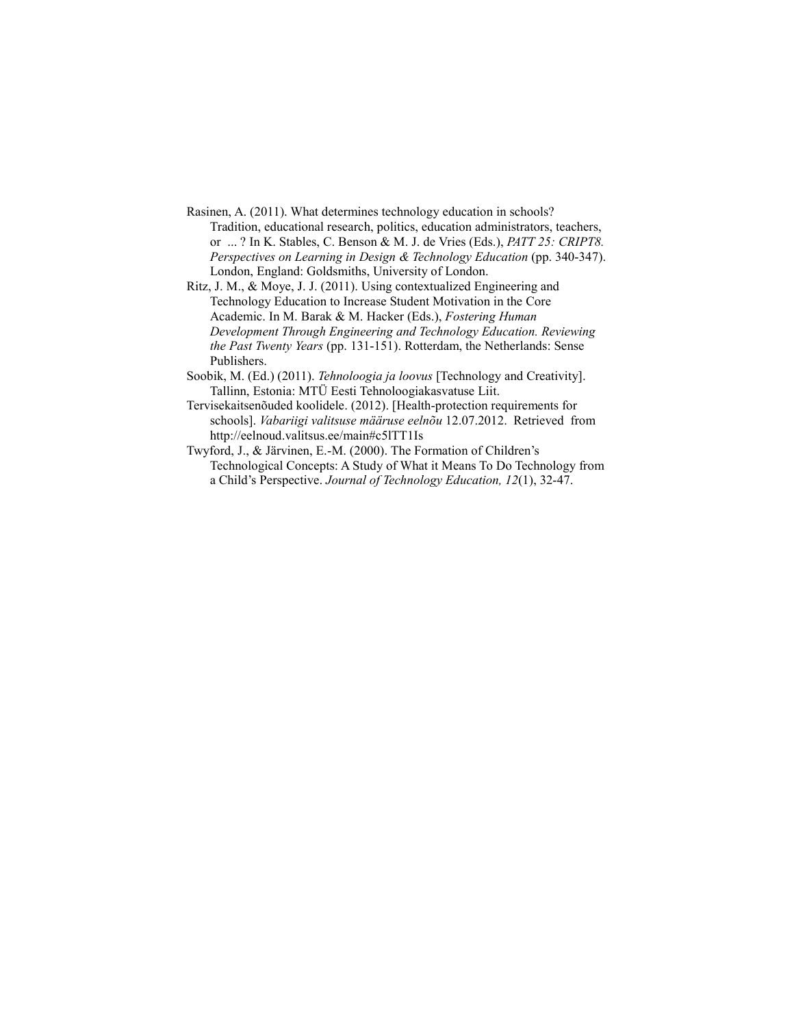Rasinen, A. (2011). What determines technology education in schools? Tradition, educational research, politics, education administrators, teachers, or ... ? In K. Stables, C. Benson & M. J. de Vries (Eds.), *PATT 25: CRIPT8. Perspectives on Learning in Design & Technology Education* (pp. 340-347). London, England: Goldsmiths, University of London.

Ritz, J. M., & Moye, J. J. (2011). Using contextualized Engineering and Technology Education to Increase Student Motivation in the Core Academic. In M. Barak & M. Hacker (Eds.), *Fostering Human Development Through Engineering and Technology Education. Reviewing the Past Twenty Years* (pp. 131-151). Rotterdam, the Netherlands: Sense Publishers.

Soobik, M. (Ed.) (2011). *Tehnoloogia ja loovus* [Technology and Creativity]. Tallinn, Estonia: MTÜ Eesti Tehnoloogiakasvatuse Liit.

Tervisekaitsenõuded koolidele. (2012). [Health-protection requirements for schools]. *Vabariigi valitsuse määruse eelnõu* 12.07.2012. Retrieved from http://eelnoud.valitsus.ee/main#c5lTT1Is

Twyford, J., & Järvinen, E.-M. (2000). The Formation of Children's Technological Concepts: A Study of What it Means To Do Technology from a Child's Perspective. *Journal of Technology Education, 12*(1), 32-47.